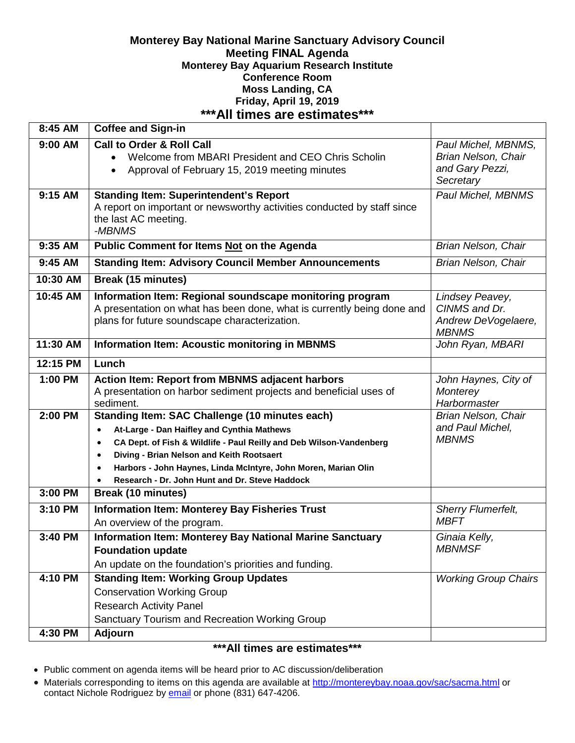**Monterey Bay National Marine Sanctuary Advisory Council**
**Meeting FINAL Agenda**
**Monterey Bay Aquarium Research Institute**
**Conference Room**
**Moss Landing, CA**
**Friday, April 19, 2019**

**\*\*\*All times are estimates\*\*\***

| Time | Item | Presenter |
|---|---|---|
| **8:45 AM** | **Coffee and Sign-in** | |
| **9:00 AM** | **Call to Order & Roll Call**<br>• Welcome from MBARI President and CEO Chris Scholin<br>• Approval of February 15, 2019 meeting minutes | *Paul Michel, MBNMS, Brian Nelson, Chair and Gary Pezzi, Secretary* |
| **9:15 AM** | **Standing Item: Superintendent's Report**<br>A report on important or newsworthy activities conducted by staff since the last AC meeting.<br>*-MBNMS* | *Paul Michel, MBNMS* |
| **9:35 AM** | **Public Comment for Items Not on the Agenda** | *Brian Nelson, Chair* |
| **9:45 AM** | **Standing Item: Advisory Council Member Announcements** | *Brian Nelson, Chair* |
| **10:30 AM** | **Break (15 minutes)** | |
| **10:45 AM** | **Information Item: Regional soundscape monitoring program**<br>A presentation on what has been done, what is currently being done and plans for future soundscape characterization. | *Lindsey Peavey, CINMS and Dr. Andrew DeVogelaere, MBNMS* |
| **11:30 AM** | **Information Item: Acoustic monitoring in MBNMS** | *John Ryan, MBARI* |
| **12:15 PM** | **Lunch** | |
| **1:00 PM** | **Action Item: Report from MBNMS adjacent harbors**<br>A presentation on harbor sediment projects and beneficial uses of sediment. | *John Haynes, City of Monterey Harbormaster* |
| **2:00 PM** | **Standing Item: SAC Challenge (10 minutes each)**<br>• **At-Large - Dan Haifley and Cynthia Mathews**<br>• **CA Dept. of Fish & Wildlife - Paul Reilly and Deb Wilson-Vandenberg**<br>• **Diving - Brian Nelson and Keith Rootsaert**<br>• **Harbors - John Haynes, Linda McIntyre, John Moren, Marian Olin**<br>• **Research - Dr. John Hunt and Dr. Steve Haddock** | *Brian Nelson, Chair and Paul Michel, MBNMS* |
| **3:00 PM** | **Break (10 minutes)** | |
| **3:10 PM** | **Information Item: Monterey Bay Fisheries Trust**<br>An overview of the program. | *Sherry Flumerfelt, MBFT* |
| **3:40 PM** | **Information Item: Monterey Bay National Marine Sanctuary Foundation update**<br>An update on the foundation's priorities and funding. | *Ginaia Kelly, MBNMSF* |
| **4:10 PM** | **Standing Item: Working Group Updates**<br>Conservation Working Group<br>Research Activity Panel<br>Sanctuary Tourism and Recreation Working Group | *Working Group Chairs* |
| **4:30 PM** | **Adjourn** | |

**\*\*\*All times are estimates\*\*\***

- Public comment on agenda items will be heard prior to AC discussion/deliberation
- Materials corresponding to items on this agenda are available at http://montereybay.noaa.gov/sac/sacma.html or contact Nichole Rodriguez by email or phone (831) 647-4206.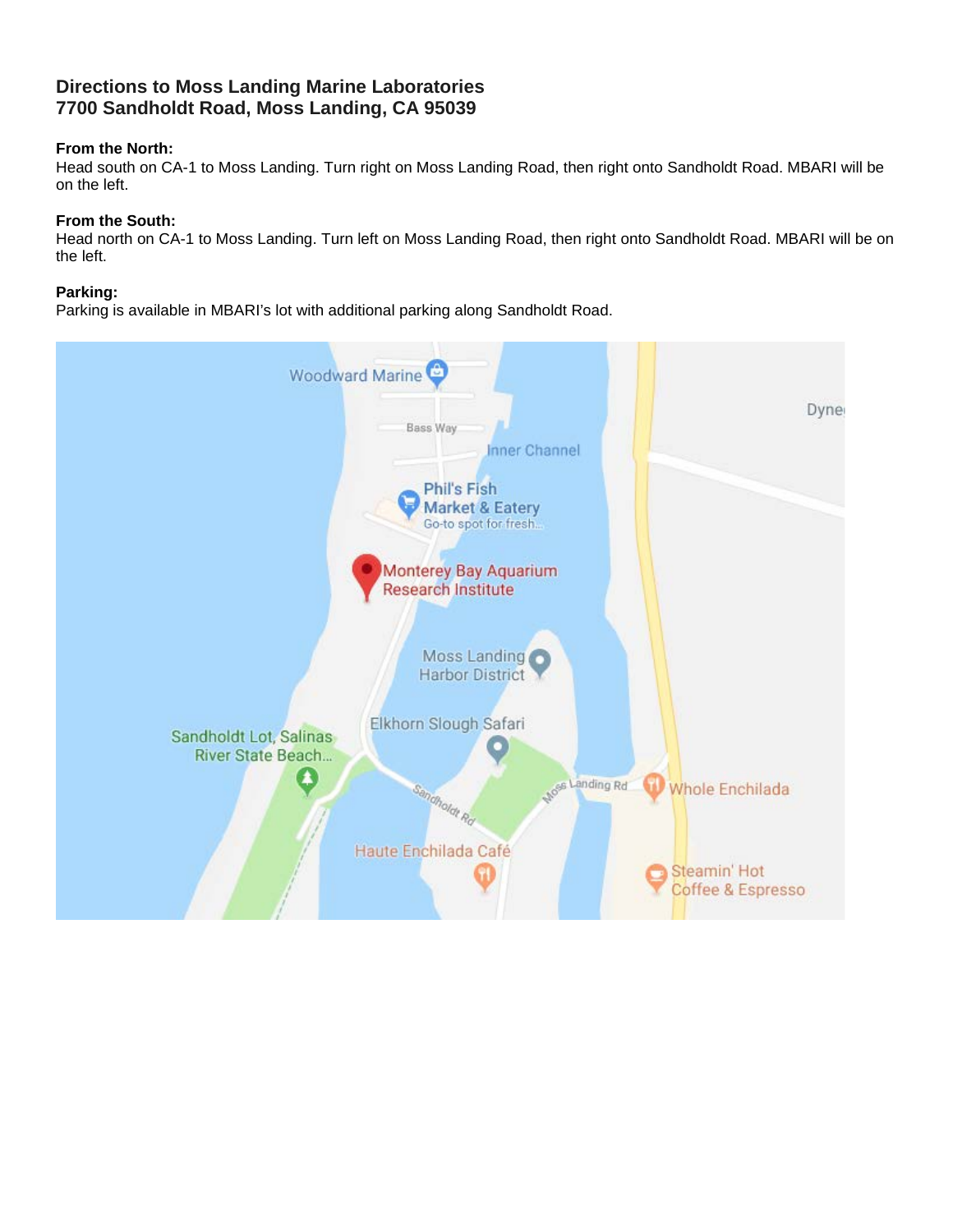## Directions to Moss Landing Marine Laboratories
## 7700 Sandholdt Road, Moss Landing, CA 95039

**From the North:**
Head south on CA-1 to Moss Landing. Turn right on Moss Landing Road, then right onto Sandholdt Road. MBARI will be on the left.

**From the South:**
Head north on CA-1 to Moss Landing. Turn left on Moss Landing Road, then right onto Sandholdt Road. MBARI will be on the left.

**Parking:**
Parking is available in MBARI's lot with additional parking along Sandholdt Road.

Woodward Marine
Bass Way
Inner Channel
Dyne
Phil's Fish Market & Eatery
Go-to spot for fresh...
Monterey Bay Aquarium Research Institute
Moss Landing Harbor District
Elkhorn Slough Safari
Sandholdt Lot, Salinas River State Beach...
Sandholdt Rd
Moss Landing Rd
Whole Enchilada
Haute Enchilada Café
Steamin' Hot Coffee & Espresso